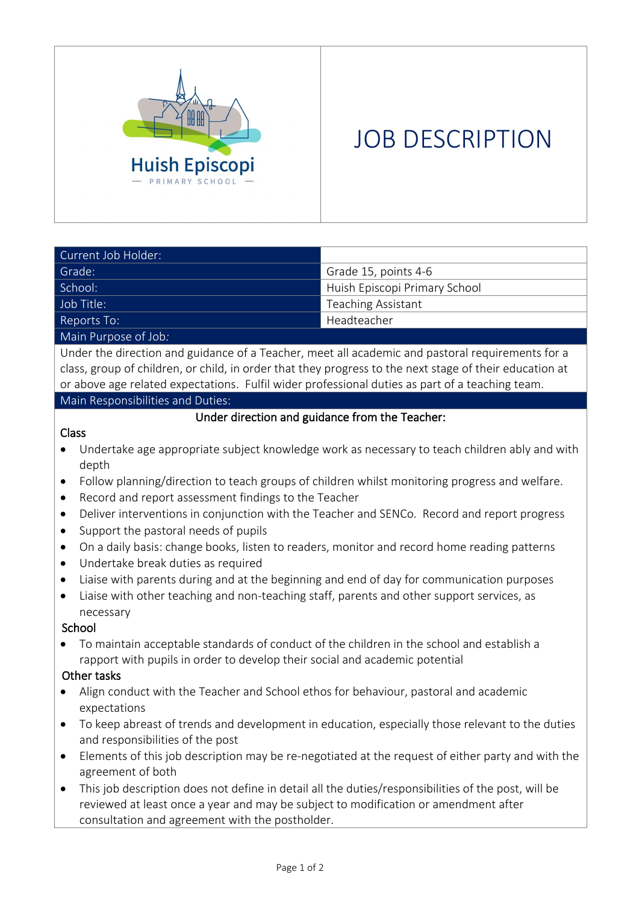Huish Episcopi

PRIMARY SCHOOL

# JOB DESCRIPTION

| Current Job Holder: | |
|---|---|
| Grade: | Grade 15, points 4-6 |
| School: | Huish Episcopi Primary School |
| Job Title: | Teaching Assistant |
| Reports To: | Headteacher |

## Main Purpose of Job:

Under the direction and guidance of a Teacher, meet all academic and pastoral requirements for a class, group of children, or child, in order that they progress to the next stage of their education at or above age related expectations. Fulfil wider professional duties as part of a teaching team.

## Main Responsibilities and Duties:

**Under direction and guidance from the Teacher:**

### Class

- Undertake age appropriate subject knowledge work as necessary to teach children ably and with depth
- Follow planning/direction to teach groups of children whilst monitoring progress and welfare.
- Record and report assessment findings to the Teacher
- Deliver interventions in conjunction with the Teacher and SENCo. Record and report progress
- Support the pastoral needs of pupils
- On a daily basis: change books, listen to readers, monitor and record home reading patterns
- Undertake break duties as required
- Liaise with parents during and at the beginning and end of day for communication purposes
- Liaise with other teaching and non-teaching staff, parents and other support services, as necessary

### School

- To maintain acceptable standards of conduct of the children in the school and establish a rapport with pupils in order to develop their social and academic potential

### Other tasks

- Align conduct with the Teacher and School ethos for behaviour, pastoral and academic expectations
- To keep abreast of trends and development in education, especially those relevant to the duties and responsibilities of the post
- Elements of this job description may be re-negotiated at the request of either party and with the agreement of both
- This job description does not define in detail all the duties/responsibilities of the post, will be reviewed at least once a year and may be subject to modification or amendment after consultation and agreement with the postholder.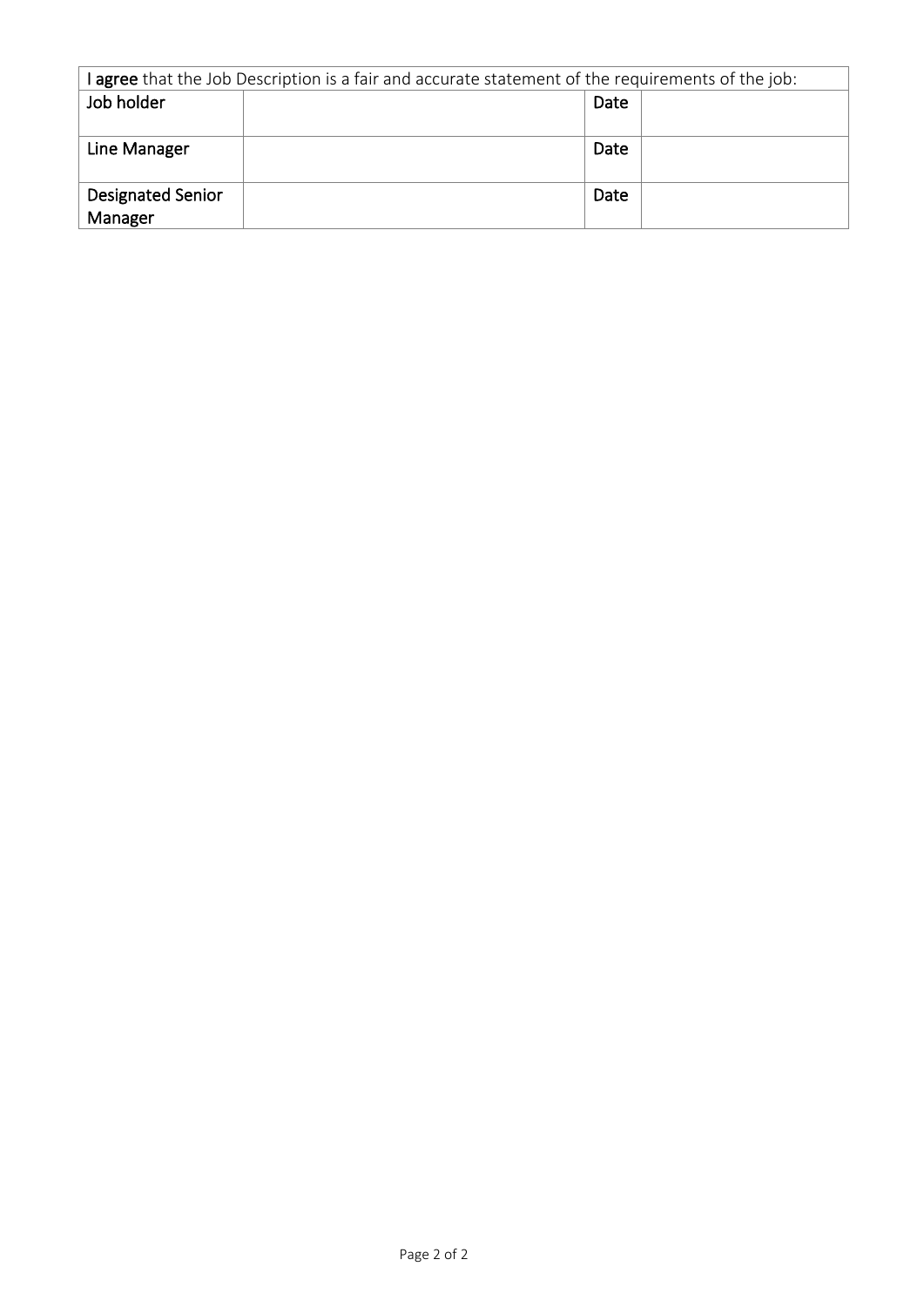| **I agree** that the Job Description is a fair and accurate statement of the requirements of the job: | | | |
|---|---|---|---|
| Job holder | | Date | |
| Line Manager | | Date | |
| Designated Senior Manager | | Date | |